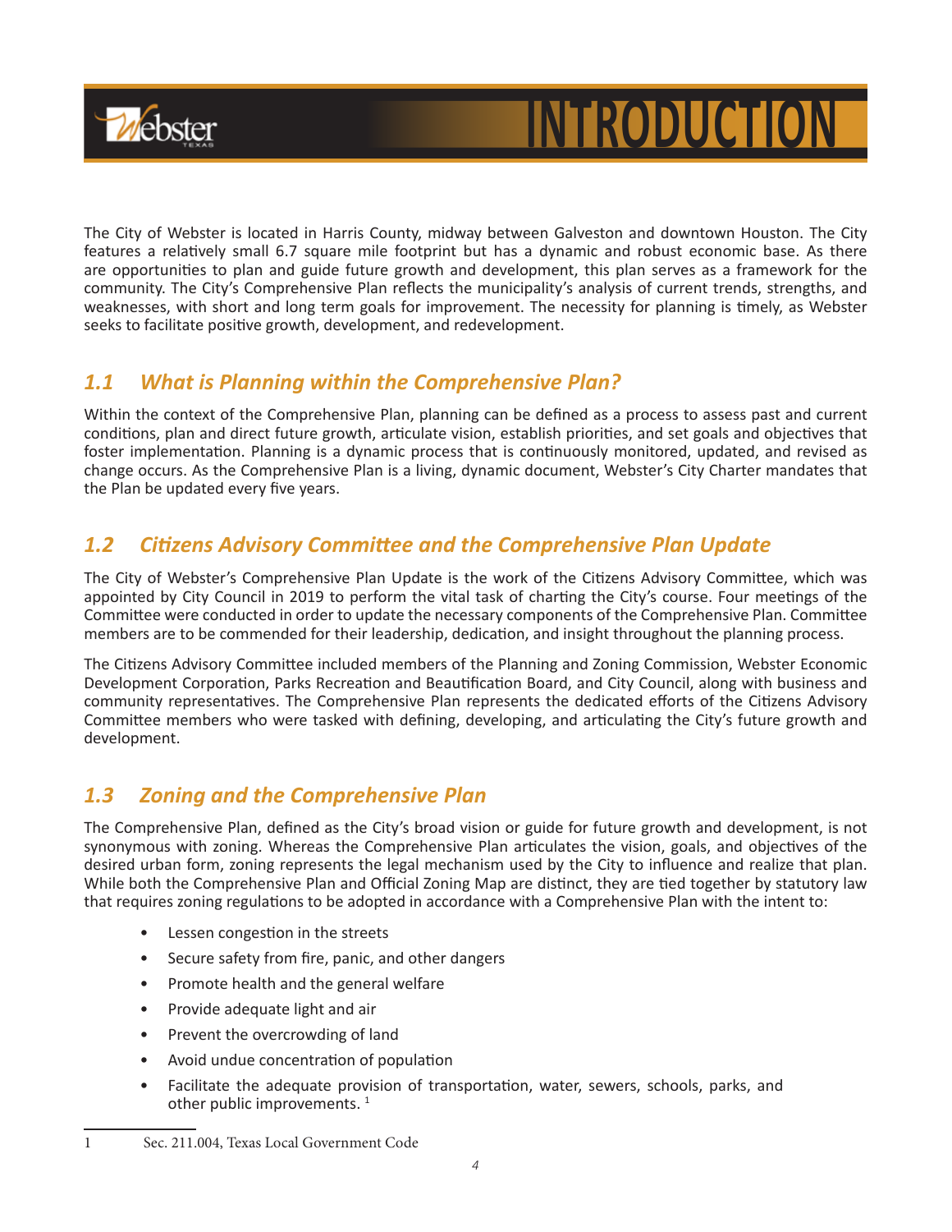# INTRODUCTION

The City of Webster is located in Harris County, midway between Galveston and downtown Houston. The City features a relatively small 6.7 square mile footprint but has a dynamic and robust economic base. As there are opportunities to plan and guide future growth and development, this plan serves as a framework for the community. The City's Comprehensive Plan reflects the municipality's analysis of current trends, strengths, and weaknesses, with short and long term goals for improvement. The necessity for planning is timely, as Webster seeks to facilitate positive growth, development, and redevelopment.

## *1.1 What is Planning within the Comprehensive Plan?*

Within the context of the Comprehensive Plan, planning can be defined as a process to assess past and current conditions, plan and direct future growth, articulate vision, establish priorities, and set goals and objectives that foster implementation. Planning is a dynamic process that is continuously monitored, updated, and revised as change occurs. As the Comprehensive Plan is a living, dynamic document, Webster's City Charter mandates that the Plan be updated every five years.

## *1.2 Citizens Advisory Committee and the Comprehensive Plan Update*

The City of Webster's Comprehensive Plan Update is the work of the Citizens Advisory Committee, which was appointed by City Council in 2019 to perform the vital task of charting the City's course. Four meetings of the Committee were conducted in order to update the necessary components of the Comprehensive Plan. Committee members are to be commended for their leadership, dedication, and insight throughout the planning process.

The Citizens Advisory Committee included members of the Planning and Zoning Commission, Webster Economic Development Corporation, Parks Recreation and Beautification Board, and City Council, along with business and community representatives. The Comprehensive Plan represents the dedicated efforts of the Citizens Advisory Committee members who were tasked with defining, developing, and articulating the City's future growth and development.

## *1.3 Zoning and the Comprehensive Plan*

The Comprehensive Plan, defined as the City's broad vision or guide for future growth and development, is not synonymous with zoning. Whereas the Comprehensive Plan articulates the vision, goals, and objectives of the desired urban form, zoning represents the legal mechanism used by the City to influence and realize that plan. While both the Comprehensive Plan and Official Zoning Map are distinct, they are tied together by statutory law that requires zoning regulations to be adopted in accordance with a Comprehensive Plan with the intent to:

- Lessen congestion in the streets
- Secure safety from fire, panic, and other dangers
- Promote health and the general welfare
- Provide adequate light and air
- Prevent the overcrowding of land
- Avoid undue concentration of population
- Facilitate the adequate provision of transportation, water, sewers, schools, parks, and other public improvements. [1]

1 Sec. 211.004, Texas Local Government Code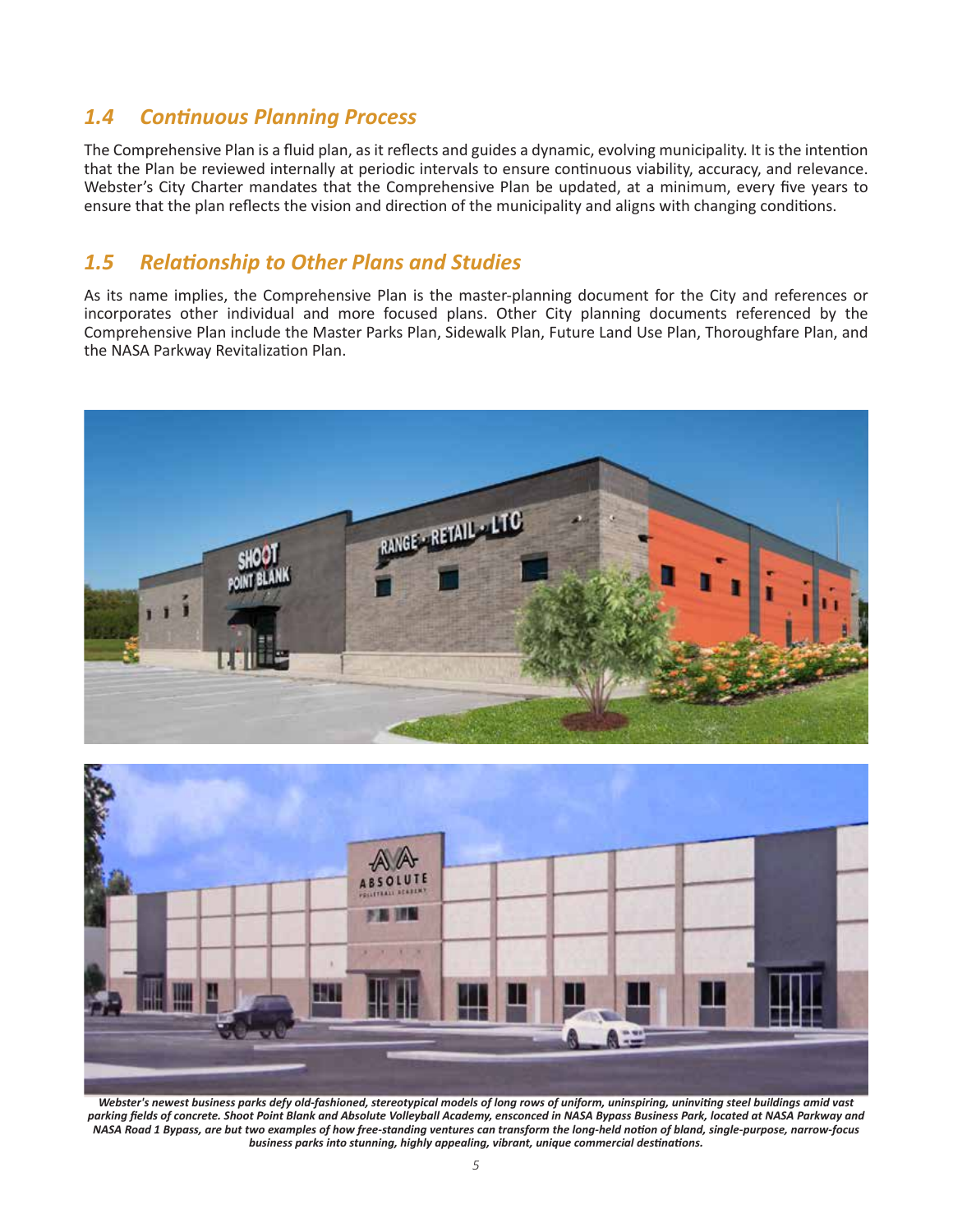## *1.4 Continuous Planning Process*

The Comprehensive Plan is a fluid plan, as it reflects and guides a dynamic, evolving municipality. It is the intention that the Plan be reviewed internally at periodic intervals to ensure continuous viability, accuracy, and relevance. Webster's City Charter mandates that the Comprehensive Plan be updated, at a minimum, every five years to ensure that the plan reflects the vision and direction of the municipality and aligns with changing conditions.

## *1.5 Relationship to Other Plans and Studies*

As its name implies, the Comprehensive Plan is the master-planning document for the City and references or incorporates other individual and more focused plans. Other City planning documents referenced by the Comprehensive Plan include the Master Parks Plan, Sidewalk Plan, Future Land Use Plan, Thoroughfare Plan, and the NASA Parkway Revitalization Plan.

***Webster's newest business parks defy old-fashioned, stereotypical models of long rows of uniform, uninspiring, uninviting steel buildings amid vast parking fields of concrete. Shoot Point Blank and Absolute Volleyball Academy, ensconced in NASA Bypass Business Park, located at NASA Parkway and NASA Road 1 Bypass, are but two examples of how free-standing ventures can transform the long-held notion of bland, single-purpose, narrow-focus business parks into stunning, highly appealing, vibrant, unique commercial destinations.***